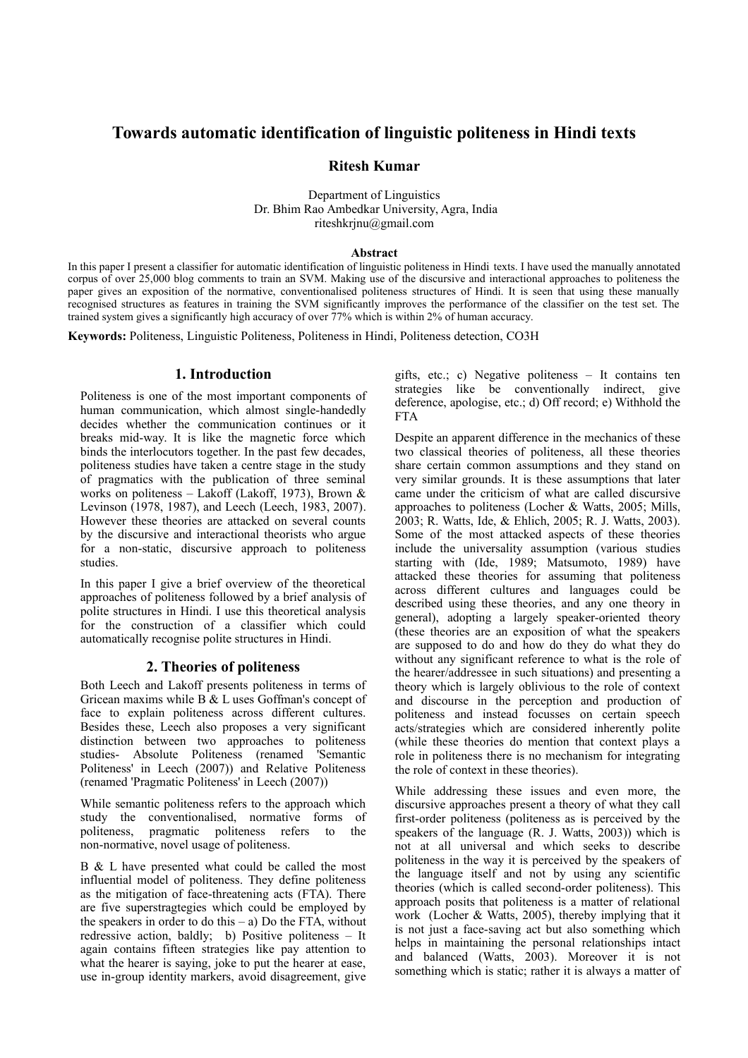# Towards automatic identification of linguistic politeness in Hindi texts

**Ritesh Kumar**

Department of Linguistics
Dr. Bhim Rao Ambedkar University, Agra, India
riteshkrjnu@gmail.com

### Abstract

In this paper I present a classifier for automatic identification of linguistic politeness in Hindi texts. I have used the manually annotated corpus of over 25,000 blog comments to train an SVM. Making use of the discursive and interactional approaches to politeness the paper gives an exposition of the normative, conventionalised politeness structures of Hindi. It is seen that using these manually recognised structures as features in training the SVM significantly improves the performance of the classifier on the test set. The trained system gives a significantly high accuracy of over 77% which is within 2% of human accuracy.

**Keywords:** Politeness, Linguistic Politeness, Politeness in Hindi, Politeness detection, CO3H

## 1. Introduction

Politeness is one of the most important components of human communication, which almost single-handedly decides whether the communication continues or it breaks mid-way. It is like the magnetic force which binds the interlocutors together. In the past few decades, politeness studies have taken a centre stage in the study of pragmatics with the publication of three seminal works on politeness – Lakoff (Lakoff, 1973), Brown & Levinson (1978, 1987), and Leech (Leech, 1983, 2007). However these theories are attacked on several counts by the discursive and interactional theorists who argue for a non-static, discursive approach to politeness studies.

In this paper I give a brief overview of the theoretical approaches of politeness followed by a brief analysis of polite structures in Hindi. I use this theoretical analysis for the construction of a classifier which could automatically recognise polite structures in Hindi.

## 2. Theories of politeness

Both Leech and Lakoff presents politeness in terms of Gricean maxims while B & L uses Goffman's concept of face to explain politeness across different cultures. Besides these, Leech also proposes a very significant distinction between two approaches to politeness studies- Absolute Politeness (renamed 'Semantic Politeness' in Leech (2007)) and Relative Politeness (renamed 'Pragmatic Politeness' in Leech (2007))

While semantic politeness refers to the approach which study the conventionalised, normative forms of politeness, pragmatic politeness refers to the non-normative, novel usage of politeness.

B & L have presented what could be called the most influential model of politeness. They define politeness as the mitigation of face-threatening acts (FTA). There are five superstragtegies which could be employed by the speakers in order to do this – a) Do the FTA, without redressive action, baldly; b) Positive politeness – It again contains fifteen strategies like pay attention to what the hearer is saying, joke to put the hearer at ease, use in-group identity markers, avoid disagreement, give gifts, etc.; c) Negative politeness – It contains ten strategies like be conventionally indirect, give deference, apologise, etc.; d) Off record; e) Withhold the FTA

Despite an apparent difference in the mechanics of these two classical theories of politeness, all these theories share certain common assumptions and they stand on very similar grounds. It is these assumptions that later came under the criticism of what are called discursive approaches to politeness (Locher & Watts, 2005; Mills, 2003; R. Watts, Ide, & Ehlich, 2005; R. J. Watts, 2003). Some of the most attacked aspects of these theories include the universality assumption (various studies starting with (Ide, 1989; Matsumoto, 1989) have attacked these theories for assuming that politeness across different cultures and languages could be described using these theories, and any one theory in general), adopting a largely speaker-oriented theory (these theories are an exposition of what the speakers are supposed to do and how do they do what they do without any significant reference to what is the role of the hearer/addressee in such situations) and presenting a theory which is largely oblivious to the role of context and discourse in the perception and production of politeness and instead focusses on certain speech acts/strategies which are considered inherently polite (while these theories do mention that context plays a role in politeness there is no mechanism for integrating the role of context in these theories).

While addressing these issues and even more, the discursive approaches present a theory of what they call first-order politeness (politeness as is perceived by the speakers of the language (R. J. Watts, 2003)) which is not at all universal and which seeks to describe politeness in the way it is perceived by the speakers of the language itself and not by using any scientific theories (which is called second-order politeness). This approach posits that politeness is a matter of relational work (Locher & Watts, 2005), thereby implying that it is not just a face-saving act but also something which helps in maintaining the personal relationships intact and balanced (Watts, 2003). Moreover it is not something which is static; rather it is always a matter of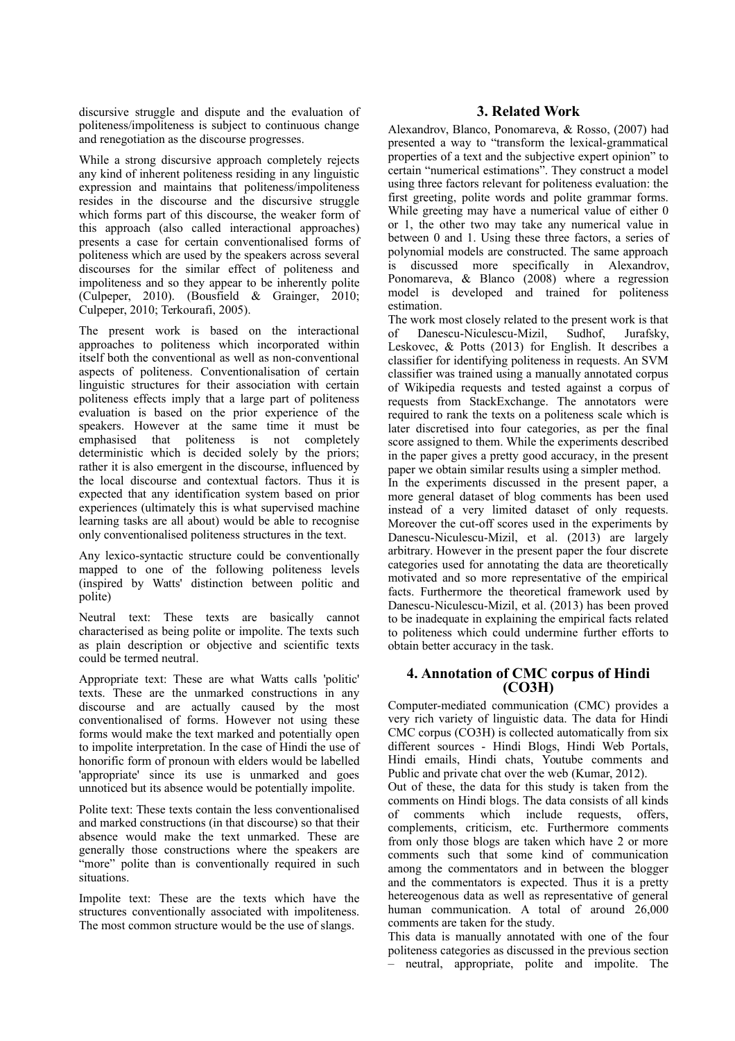discursive struggle and dispute and the evaluation of politeness/impoliteness is subject to continuous change and renegotiation as the discourse progresses.

While a strong discursive approach completely rejects any kind of inherent politeness residing in any linguistic expression and maintains that politeness/impoliteness resides in the discourse and the discursive struggle which forms part of this discourse, the weaker form of this approach (also called interactional approaches) presents a case for certain conventionalised forms of politeness which are used by the speakers across several discourses for the similar effect of politeness and impoliteness and so they appear to be inherently polite (Culpeper, 2010). (Bousfield & Grainger, 2010; Culpeper, 2010; Terkourafi, 2005).

The present work is based on the interactional approaches to politeness which incorporated within itself both the conventional as well as non-conventional aspects of politeness. Conventionalisation of certain linguistic structures for their association with certain politeness effects imply that a large part of politeness evaluation is based on the prior experience of the speakers. However at the same time it must be emphasised that politeness is not completely deterministic which is decided solely by the priors; rather it is also emergent in the discourse, influenced by the local discourse and contextual factors. Thus it is expected that any identification system based on prior experiences (ultimately this is what supervised machine learning tasks are all about) would be able to recognise only conventionalised politeness structures in the text.

Any lexico-syntactic structure could be conventionally mapped to one of the following politeness levels (inspired by Watts' distinction between politic and polite)

Neutral text: These texts are basically cannot characterised as being polite or impolite. The texts such as plain description or objective and scientific texts could be termed neutral.

Appropriate text: These are what Watts calls 'politic' texts. These are the unmarked constructions in any discourse and are actually caused by the most conventionalised of forms. However not using these forms would make the text marked and potentially open to impolite interpretation. In the case of Hindi the use of honorific form of pronoun with elders would be labelled 'appropriate' since its use is unmarked and goes unnoticed but its absence would be potentially impolite.

Polite text: These texts contain the less conventionalised and marked constructions (in that discourse) so that their absence would make the text unmarked. These are generally those constructions where the speakers are "more" polite than is conventionally required in such situations.

Impolite text: These are the texts which have the structures conventionally associated with impoliteness. The most common structure would be the use of slangs.

## 3. Related Work

Alexandrov, Blanco, Ponomareva, & Rosso, (2007) had presented a way to "transform the lexical-grammatical properties of a text and the subjective expert opinion" to certain "numerical estimations". They construct a model using three factors relevant for politeness evaluation: the first greeting, polite words and polite grammar forms. While greeting may have a numerical value of either 0 or 1, the other two may take any numerical value in between 0 and 1. Using these three factors, a series of polynomial models are constructed. The same approach is discussed more specifically in Alexandrov, Ponomareva, & Blanco (2008) where a regression model is developed and trained for politeness estimation.

The work most closely related to the present work is that of Danescu-Niculescu-Mizil, Sudhof, Jurafsky, Leskovec, & Potts (2013) for English. It describes a classifier for identifying politeness in requests. An SVM classifier was trained using a manually annotated corpus of Wikipedia requests and tested against a corpus of requests from StackExchange. The annotators were required to rank the texts on a politeness scale which is later discretised into four categories, as per the final score assigned to them. While the experiments described in the paper gives a pretty good accuracy, in the present paper we obtain similar results using a simpler method.

In the experiments discussed in the present paper, a more general dataset of blog comments has been used instead of a very limited dataset of only requests. Moreover the cut-off scores used in the experiments by Danescu-Niculescu-Mizil, et al. (2013) are largely arbitrary. However in the present paper the four discrete categories used for annotating the data are theoretically motivated and so more representative of the empirical facts. Furthermore the theoretical framework used by Danescu-Niculescu-Mizil, et al. (2013) has been proved to be inadequate in explaining the empirical facts related to politeness which could undermine further efforts to obtain better accuracy in the task.

## 4. Annotation of CMC corpus of Hindi (CO3H)

Computer-mediated communication (CMC) provides a very rich variety of linguistic data. The data for Hindi CMC corpus (CO3H) is collected automatically from six different sources - Hindi Blogs, Hindi Web Portals, Hindi emails, Hindi chats, Youtube comments and Public and private chat over the web (Kumar, 2012).

Out of these, the data for this study is taken from the comments on Hindi blogs. The data consists of all kinds of comments which include requests, offers, complements, criticism, etc. Furthermore comments from only those blogs are taken which have 2 or more comments such that some kind of communication among the commentators and in between the blogger and the commentators is expected. Thus it is a pretty hetereogenous data as well as representative of general human communication. A total of around 26,000 comments are taken for the study.

This data is manually annotated with one of the four politeness categories as discussed in the previous section – neutral, appropriate, polite and impolite. The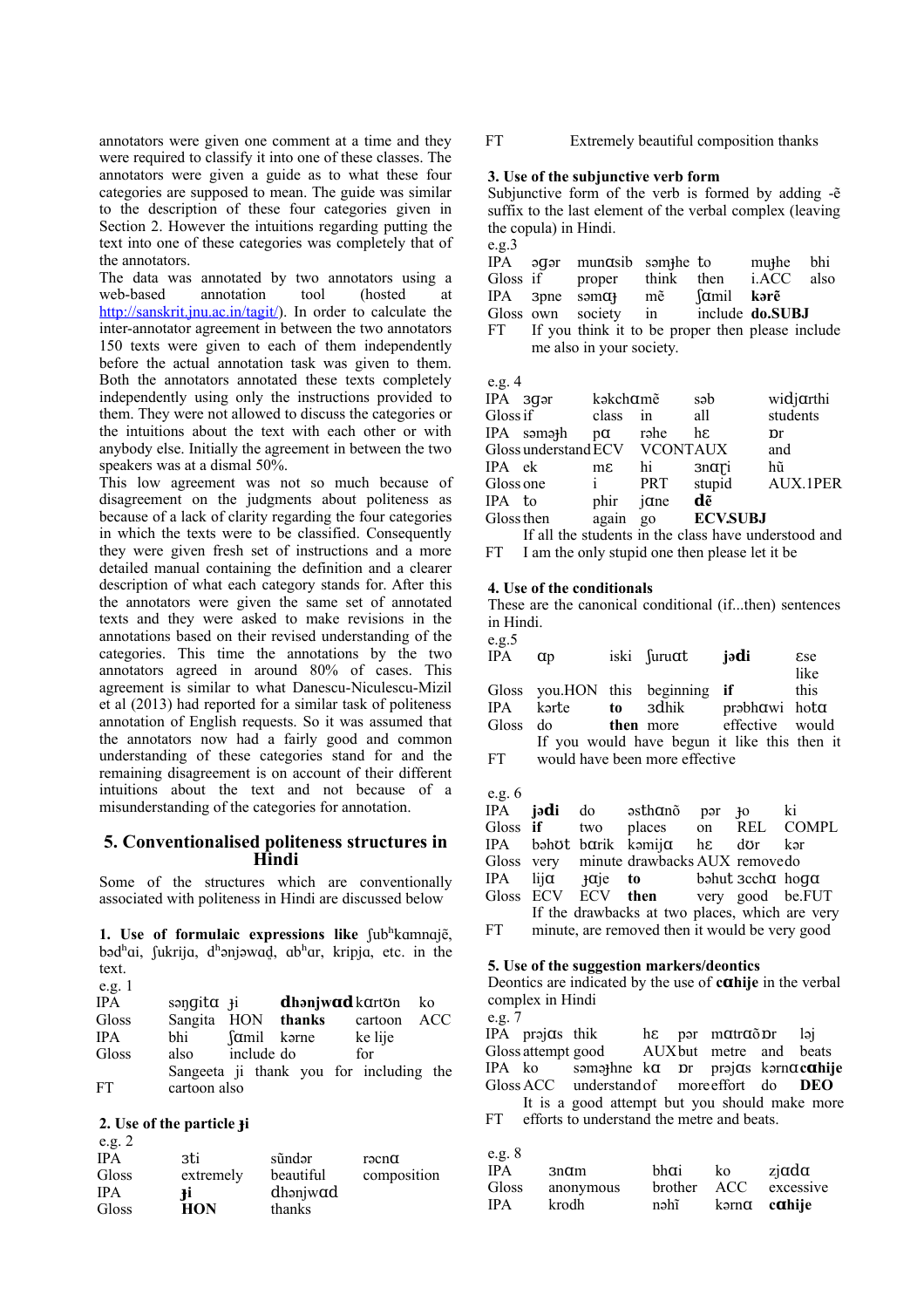annotators were given one comment at a time and they were required to classify it into one of these classes. The annotators were given a guide as to what these four categories are supposed to mean. The guide was similar to the description of these four categories given in Section 2. However the intuitions regarding putting the text into one of these categories was completely that of the annotators.

The data was annotated by two annotators using a web-based annotation tool (hosted at http://sanskrit.jnu.ac.in/tagit/). In order to calculate the inter-annotator agreement in between the two annotators 150 texts were given to each of them independently before the actual annotation task was given to them. Both the annotators annotated these texts completely independently using only the instructions provided to them. They were not allowed to discuss the categories or the intuitions about the text with each other or with anybody else. Initially the agreement in between the two speakers was at a dismal 50%.

This low agreement was not so much because of disagreement on the judgments about politeness as because of a lack of clarity regarding the four categories in which the texts were to be classified. Consequently they were given fresh set of instructions and a more detailed manual containing the definition and a clearer description of what each category stands for. After this the annotators were given the same set of annotated texts and they were asked to make revisions in the annotations based on their revised understanding of the categories. This time the annotations by the two annotators agreed in around 80% of cases. This agreement is similar to what Danescu-Niculescu-Mizil et al (2013) had reported for a similar task of politeness annotation of English requests. So it was assumed that the annotators now had a fairly good and common understanding of these categories stand for and the remaining disagreement is on account of their different intuitions about the text and not because of a misunderstanding of the categories for annotation.

## 5. Conventionalised politeness structures in Hindi

Some of the structures which are conventionally associated with politeness in Hindi are discussed below

**1. Use of formulaic expressions like** ʃubʰkamnajẽ, bədʰai, ʃukrija, dʰənjəwaḍ, abʰar, kripja, etc. **in the text.**

e.g. 1

| | | | | |
|---|---|---|---|---|
| IPA | səŋgitɑ ɟi | **dhənjwɑd** | kɑrtʊn | ko |
| Gloss | Sangita HON | **thanks** | cartoon | ACC |
| IPA | bhi | ʃɑmil | kərne | ke lije |
| Gloss | also | include | do | for |

FT Sangeeta ji thank you for including the cartoon also

**2. Use of the particle ɟi**

e.g. 2

| | | | |
|---|---|---|---|
| IPA | ɜti | sũndər | rəcnɑ |
| Gloss | extremely | beautiful | composition |
| IPA | **ɟi** | dhənjwɑd | |
| Gloss | **HON** | thanks | |

FT Extremely beautiful composition thanks

**3. Use of the subjunctive verb form**

Subjunctive form of the verb is formed by adding -ẽ suffix to the last element of the verbal complex (leaving the copula) in Hindi.

e.g.3

| | | | | | | |
|---|---|---|---|---|---|---|
| IPA | əgər | munɑsib | səmɟhe | to | muɟhe | bhi |
| Gloss | if | proper | think | then | i.ACC | also |
| IPA | ɜpne | səmɑɟ | mẽ | ʃɑmil | **kərẽ** | |
| Gloss | own | society | in | include | **do.SUBJ** | |

FT If you think it to be proper then please include me also in your society.

e.g. 4

| | | | | | |
|---|---|---|---|---|---|
| IPA | ɜgər | kəkchɑmẽ | | səb | widjɑrthi |
| Gloss | if | class | in | all | students |
| IPA | səməɟh | pɑ | rəhe | hɛ | ɒr |
| Gloss | understand | ECV | VCONT | AUX | and |
| IPA | ek | mɛ | hi | ɜnɑɽi | hũ |
| Gloss | one | i | PRT | stupid | AUX.1PER |
| IPA | to | phir | jɑne | **dẽ** | |
| Gloss | then | again | go | **ECV.SUBJ** | |

FT If all the students in the class have understood and I am the only stupid one then please let it be

**4. Use of the conditionals**

These are the canonical conditional (if...then) sentences in Hindi.

e.g.5

| | | | | | |
|---|---|---|---|---|---|
| IPA | ɑp | iski | ʃuruɑt | **jədi** | ɛse |
| Gloss | you.HON | this | beginning | **if** | like this |
| IPA | kərte | **to** | ɜdhik | prəbhɑwi | hotɑ |
| Gloss | do | **then** | more | effective | would |

FT If you would have begun it like this then it would have been more effective

e.g. 6

| | | | | | | | |
|---|---|---|---|---|---|---|---|
| IPA | **jədi** | do | əsthɑnõ | pər | ɟo | ki |
| Gloss | **if** | two | places | on | REL | COMPL |
| IPA | bəhʊt | bɑrik | kəmijɑ | hɛ | dʊr | kər |
| Gloss | very | minute | drawbacks | AUX | remove | do |
| IPA | lijɑ | ɟɑje | **to** | bəhut | ɜcchɑ | hogɑ |
| Gloss | ECV | ECV | **then** | very | good | be.FUT |

FT If the drawbacks at two places, which are very minute, are removed then it would be very good

**5. Use of the suggestion markers/deontics**

Deontics are indicated by the use of **cɑhije** in the verbal complex in Hindi

e.g. 7

| | | | | | | | |
|---|---|---|---|---|---|---|---|
| IPA | prəjɑs | thik | hɛ | pər | mɑtrɑõ | ɒr | ləj |
| Gloss | attempt | good | AUX | but | metre | and | beats |
| IPA | ko | səməɟhne | kɑ | ɒr | prəjɑs | kərnɑ | **cɑhije** |
| Gloss | ACC | understand | of | more | effort | do | **DEO** |

FT It is a good attempt but you should make more efforts to understand the metre and beats.

e.g. 8

| | | | | |
|---|---|---|---|---|
| IPA | ɜnɑm | bhɑi | ko | zjɑdɑ |
| Gloss | anonymous | brother | ACC | excessive |
| IPA | krodh | nəhĩ | kərnɑ | **cɑhije** |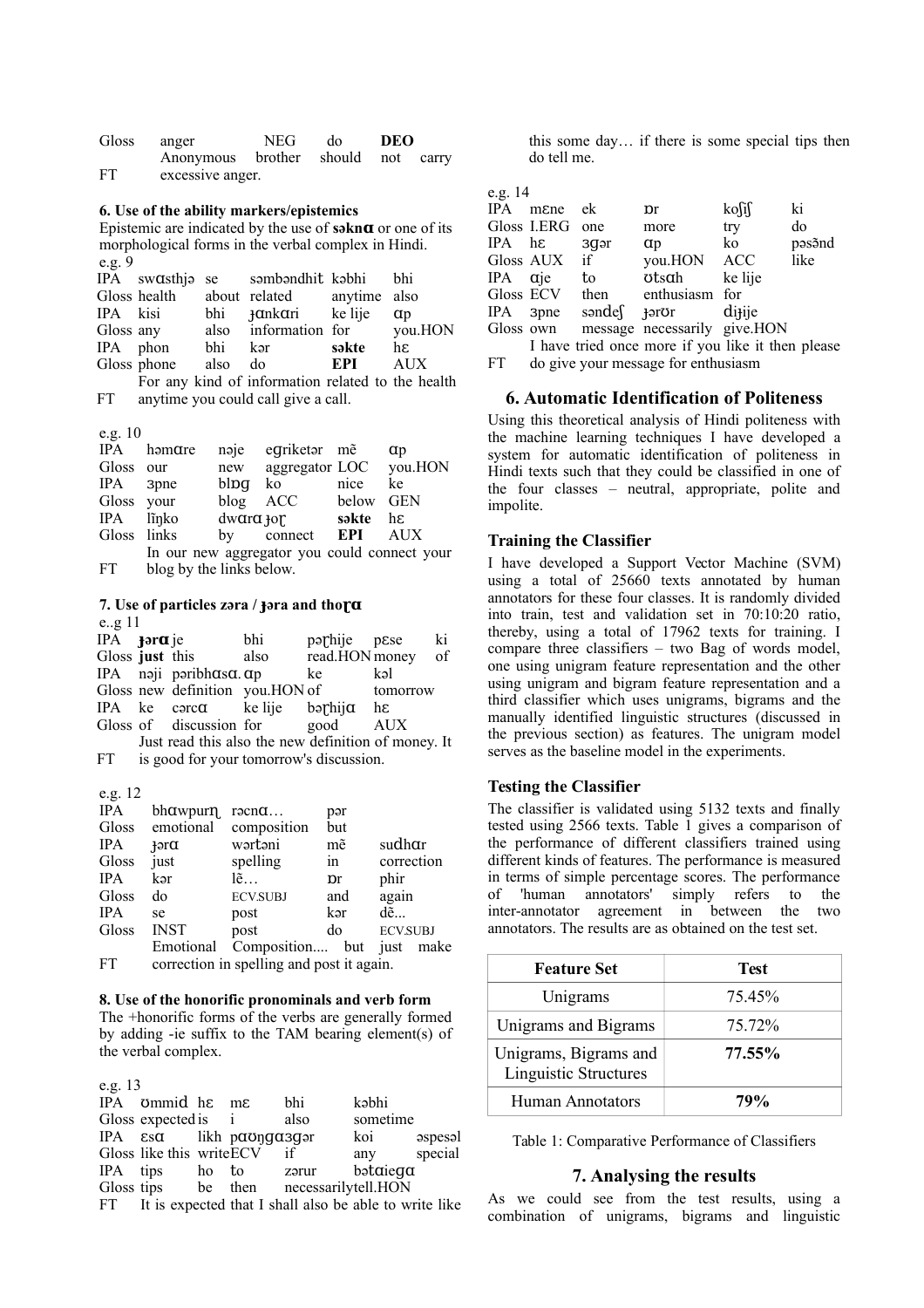| | | | | | |
|---|---|---|---|---|---|
| Gloss | anger | NEG | do | **DEO** | |
| | Anonymous | brother | should | not | carry |
| FT | excessive anger. | | | | |

### 6. Use of the ability markers/epistemics

Epistemic are indicated by the use of **səknɑ** or one of its morphological forms in the verbal complex in Hindi.

e.g. 9

| | | | | | |
|---|---|---|---|---|---|
| IPA | swɑsthjə | se | səmbəndhit | kəbhi | bhi |
| Gloss | health | about | related | anytime | also |
| IPA | kisi | bhi | ɟɑnkɑri | ke lije | ɑp |
| Gloss | any | also | information | for | you.HON |
| IPA | phon | bhi | kər | **səkte** | hɛ |
| Gloss | phone | also | do | **EPI** | AUX |

FT For any kind of information related to the health anytime you could call give a call.

e.g. 10

| | | | | | |
|---|---|---|---|---|---|
| IPA | həmɑre | nəje | eɡriketər | mẽ | ɑp |
| Gloss | our | new | aggregator | LOC | you.HON |
| IPA | ʒpne | blɒɡ | ko | nice | ke |
| Gloss | your | blog | ACC | below | GEN |
| IPA | lĩŋko | dwɑrɑ | ɟoɽ | **səkte** | hɛ |
| Gloss | links | by | connect | **EPI** | AUX |

FT In our new aggregator you could connect your blog by the links below.

### 7. Use of particles zəra / ɟəra and thoɽɑ

e..g 11

| | | | | | | |
|---|---|---|---|---|---|---|
| IPA | **ɟərɑ** | je | bhi | pəɽhije | pɛse | ki |
| Gloss | **just** | this | also | read.HON | money | of |
| IPA | nəji | pəribhɑsɑ. | ɑp | ke | kəl | |
| Gloss | new | definition | you.HON | of | tomorrow | |
| IPA | ke | cərcɑ | ke lije | bəɽhijɑ | hɛ | |
| Gloss | of | discussion | for | good | AUX | |

FT Just read this also the new definition of money. It is good for your tomorrow's discussion.

e.g. 12

| | | | | |
|---|---|---|---|---|
| IPA | bhɑwpurɳ | rəcnɑ… | pər | |
| Gloss | emotional | composition | but | |
| IPA | ɟərɑ | wərtəni | mẽ | sudhɑr |
| Gloss | just | spelling | in | correction |
| IPA | kər | lẽ… | ɒr | phir |
| Gloss | do | ECV.SUBJ | and | again |
| IPA | se | post | kər | dẽ... |
| Gloss | INST | post | do | ECV.SUBJ |

FT Emotional Composition.... but just make correction in spelling and post it again.

### 8. Use of the honorific pronominals and verb form

The +honorific forms of the verbs are generally formed by adding -ie suffix to the TAM bearing element(s) of the verbal complex.

e.g. 13

| | | | | | | |
|---|---|---|---|---|---|---|
| IPA | ʊmmid | hɛ | mɛ | bhi | kəbhi | |
| Gloss | expected | is | i | also | sometime | |
| IPA | ɛsɑ | likh | pɑʊŋɡɑʒər | | koi | əspesəl |
| Gloss | like this | write | ECV | if | any | special |
| IPA | tips | ho | to | zərur | bətɑieɡɑ | |
| Gloss | tips | be | then | necessarily | tell.HON | |

FT It is expected that I shall also be able to write like this some day… if there is some special tips then do tell me.

e.g. 14

| | | | | | |
|---|---|---|---|---|---|
| IPA | mɛne | ek | ɒr | koʃiʃ | ki |
| Gloss | I.ERG | one | more | try | do |
| IPA | hɛ | ʒɡər | ɑp | ko | pəsə̃nd |
| Gloss | AUX | if | you.HON | ACC | like |
| IPA | ɑje | to | ʊtsɑh | ke lije | |
| Gloss | ECV | then | enthusiasm | for | |
| IPA | ʒpne | səndeʃ | ɟərʊr | diɟije | |
| Gloss | own | message | necessarily | give.HON | |

FT I have tried once more if you like it then please do give your message for enthusiasm

## 6. Automatic Identification of Politeness

Using this theoretical analysis of Hindi politeness with the machine learning techniques I have developed a system for automatic identification of politeness in Hindi texts such that they could be classified in one of the four classes – neutral, appropriate, polite and impolite.

### Training the Classifier

I have developed a Support Vector Machine (SVM) using a total of 25660 texts annotated by human annotators for these four classes. It is randomly divided into train, test and validation set in 70:10:20 ratio, thereby, using a total of 17962 texts for training. I compare three classifiers – two Bag of words model, one using unigram feature representation and the other using unigram and bigram feature representation and a third classifier which uses unigrams, bigrams and the manually identified linguistic structures (discussed in the previous section) as features. The unigram model serves as the baseline model in the experiments.

### Testing the Classifier

The classifier is validated using 5132 texts and finally tested using 2566 texts. Table 1 gives a comparison of the performance of different classifiers trained using different kinds of features. The performance is measured in terms of simple percentage scores. The performance of 'human annotators' simply refers to the inter-annotator agreement in between the two annotators. The results are as obtained on the test set.

| Feature Set | Test |
|---|---|
| Unigrams | 75.45% |
| Unigrams and Bigrams | 75.72% |
| Unigrams, Bigrams and Linguistic Structures | **77.55%** |
| Human Annotators | **79%** |

Table 1: Comparative Performance of Classifiers

## 7. Analysing the results

As we could see from the test results, using a combination of unigrams, bigrams and linguistic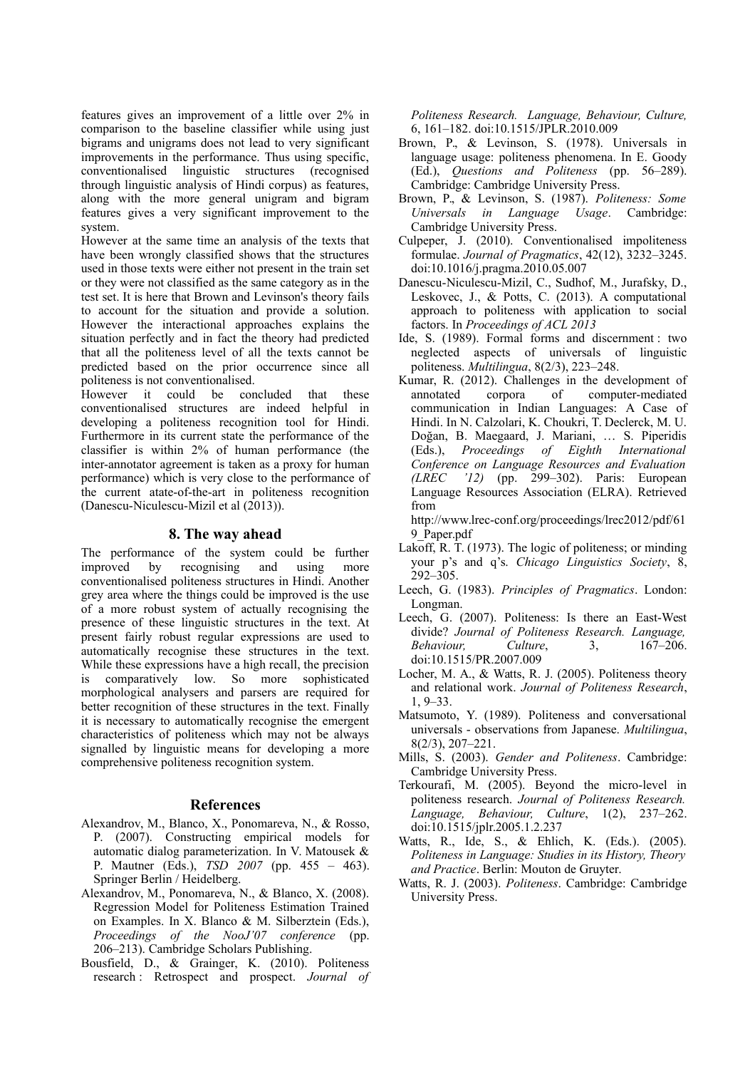features gives an improvement of a little over 2% in comparison to the baseline classifier while using just bigrams and unigrams does not lead to very significant improvements in the performance. Thus using specific, conventionalised linguistic structures (recognised through linguistic analysis of Hindi corpus) as features, along with the more general unigram and bigram features gives a very significant improvement to the system.

However at the same time an analysis of the texts that have been wrongly classified shows that the structures used in those texts were either not present in the train set or they were not classified as the same category as in the test set. It is here that Brown and Levinson's theory fails to account for the situation and provide a solution. However the interactional approaches explains the situation perfectly and in fact the theory had predicted that all the politeness level of all the texts cannot be predicted based on the prior occurrence since all politeness is not conventionalised.

However it could be concluded that these conventionalised structures are indeed helpful in developing a politeness recognition tool for Hindi. Furthermore in its current state the performance of the classifier is within 2% of human performance (the inter-annotator agreement is taken as a proxy for human performance) which is very close to the performance of the current atate-of-the-art in politeness recognition (Danescu-Niculescu-Mizil et al (2013)).

## 8. The way ahead

The performance of the system could be further improved by recognising and using more conventionalised politeness structures in Hindi. Another grey area where the things could be improved is the use of a more robust system of actually recognising the presence of these linguistic structures in the text. At present fairly robust regular expressions are used to automatically recognise these structures in the text. While these expressions have a high recall, the precision is comparatively low. So more sophisticated morphological analysers and parsers are required for better recognition of these structures in the text. Finally it is necessary to automatically recognise the emergent characteristics of politeness which may not be always signalled by linguistic means for developing a more comprehensive politeness recognition system.

## References

Alexandrov, M., Blanco, X., Ponomareva, N., & Rosso, P. (2007). Constructing empirical models for automatic dialog parameterization. In V. Matousek & P. Mautner (Eds.), *TSD 2007* (pp. 455 – 463). Springer Berlin / Heidelberg.

Alexandrov, M., Ponomareva, N., & Blanco, X. (2008). Regression Model for Politeness Estimation Trained on Examples. In X. Blanco & M. Silberztein (Eds.), *Proceedings of the NooJ'07 conference* (pp. 206–213). Cambridge Scholars Publishing.

Bousfield, D., & Grainger, K. (2010). Politeness research : Retrospect and prospect. *Journal of Politeness Research. Language, Behaviour, Culture*, 6, 161–182. doi:10.1515/JPLR.2010.009

Brown, P., & Levinson, S. (1978). Universals in language usage: politeness phenomena. In E. Goody (Ed.), *Questions and Politeness* (pp. 56–289). Cambridge: Cambridge University Press.

Brown, P., & Levinson, S. (1987). *Politeness: Some Universals in Language Usage*. Cambridge: Cambridge University Press.

Culpeper, J. (2010). Conventionalised impoliteness formulae. *Journal of Pragmatics*, 42(12), 3232–3245. doi:10.1016/j.pragma.2010.05.007

Danescu-Niculescu-Mizil, C., Sudhof, M., Jurafsky, D., Leskovec, J., & Potts, C. (2013). A computational approach to politeness with application to social factors. In *Proceedings of ACL 2013*

Ide, S. (1989). Formal forms and discernment : two neglected aspects of universals of linguistic politeness. *Multilingua*, 8(2/3), 223–248.

Kumar, R. (2012). Challenges in the development of annotated corpora of computer-mediated communication in Indian Languages: A Case of Hindi. In N. Calzolari, K. Choukri, T. Declerck, M. U. Doğan, B. Maegaard, J. Mariani, … S. Piperidis (Eds.), *Proceedings of Eighth International Conference on Language Resources and Evaluation (LREC '12)* (pp. 299–302). Paris: European Language Resources Association (ELRA). Retrieved from http://www.lrec-conf.org/proceedings/lrec2012/pdf/619_Paper.pdf

Lakoff, R. T. (1973). The logic of politeness; or minding your p's and q's. *Chicago Linguistics Society*, 8, 292–305.

Leech, G. (1983). *Principles of Pragmatics*. London: Longman.

Leech, G. (2007). Politeness: Is there an East-West divide? *Journal of Politeness Research. Language, Behaviour, Culture*, 3, 167–206. doi:10.1515/PR.2007.009

Locher, M. A., & Watts, R. J. (2005). Politeness theory and relational work. *Journal of Politeness Research*, 1, 9–33.

Matsumoto, Y. (1989). Politeness and conversational universals - observations from Japanese. *Multilingua*, 8(2/3), 207–221.

Mills, S. (2003). *Gender and Politeness*. Cambridge: Cambridge University Press.

Terkourafi, M. (2005). Beyond the micro-level in politeness research. *Journal of Politeness Research. Language, Behaviour, Culture*, 1(2), 237–262. doi:10.1515/jplr.2005.1.2.237

Watts, R., Ide, S., & Ehlich, K. (Eds.). (2005). *Politeness in Language: Studies in its History, Theory and Practice*. Berlin: Mouton de Gruyter.

Watts, R. J. (2003). *Politeness*. Cambridge: Cambridge University Press.